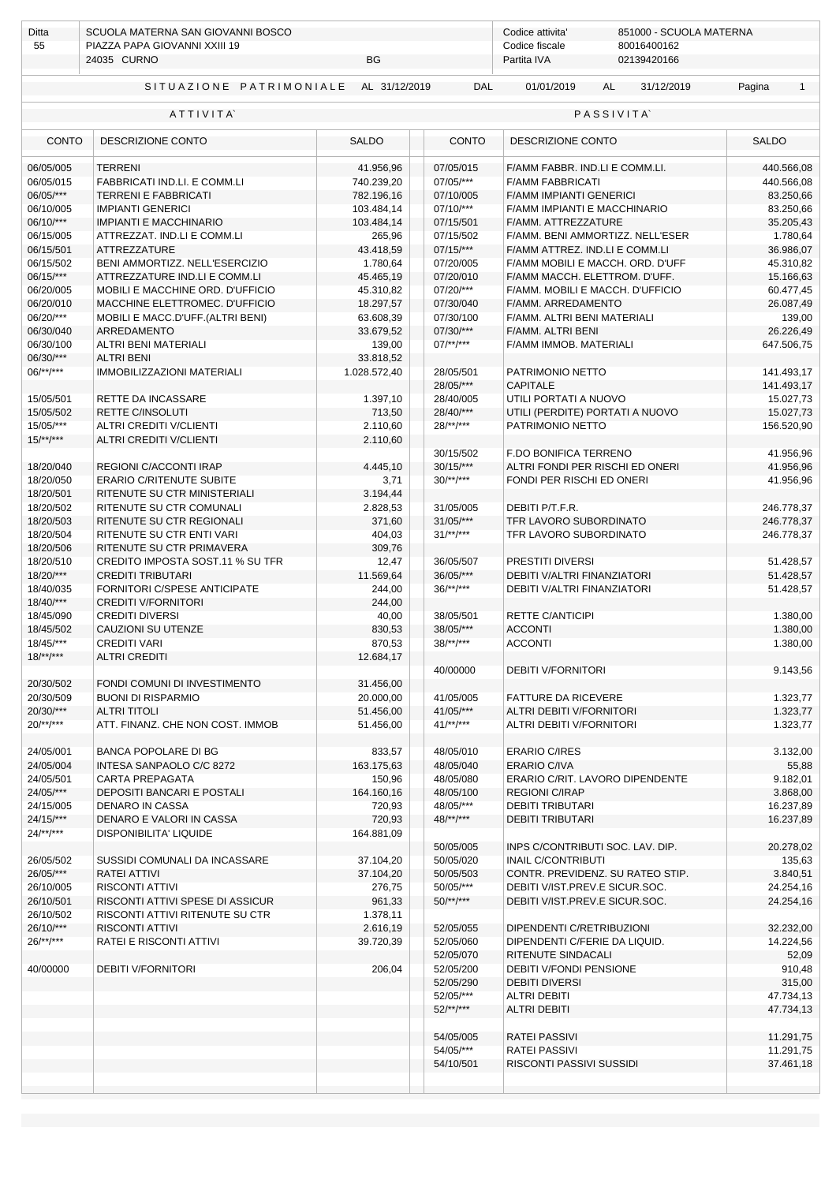| Ditta | SCUOLA MATERNA SAN GIOVANNI BOSCO | Codice attivita' | 851000 - SCUOLA MATERNA |
|---|---|---|---|
| 55 | PIAZZA PAPA GIOVANNI XXIII 19 | Codice fiscale | 80016400162 |
| | 24035 CURNO BG | Partita IVA | 02139420166 |

SITUAZIONE PATRIMONIALE AL 31/12/2019 DAL 01/01/2019 AL 31/12/2019

| ATTIVITA' | | | PASSIVITA' | | |
|---|---|---|---|---|---|
| CONTO | DESCRIZIONE CONTO | SALDO | CONTO | DESCRIZIONE CONTO | SALDO |
| 06/05/005 | TERRENI | 41.956,96 | 07/05/015 | F/AMM FABBR. IND.LI E COMM.LI. | 440.566,08 |
| 06/05/015 | FABBRICATI IND.LI. E COMM.LI | 740.239,20 | 07/05/*** | F/AMM FABBRICATI | 440.566,08 |
| 06/05/*** | TERRENI E FABBRICATI | 782.196,16 | 07/10/005 | F/AMM IMPIANTI GENERICI | 83.250,66 |
| 06/10/005 | IMPIANTI GENERICI | 103.484,14 | 07/10/*** | F/AMM IMPIANTI E MACCHINARIO | 83.250,66 |
| 06/10/*** | IMPIANTI E MACCHINARIO | 103.484,14 | 07/15/501 | F/AMM. ATTREZZATURE | 35.205,43 |
| 06/15/005 | ATTREZZAT. IND.LI E COMM.LI | 265,96 | 07/15/502 | F/AMM. BENI AMMORTIZZ. NELL'ESER | 1.780,64 |
| 06/15/501 | ATTREZZATURE | 43.418,59 | 07/15/*** | F/AMM ATTREZ. IND.LI E COMM.LI | 36.986,07 |
| 06/15/502 | BENI AMMORTIZZ. NELL'ESERCIZIO | 1.780,64 | 07/20/005 | F/AMM MOBILI E MACCH. ORD. D'UFF | 45.310,82 |
| 06/15/*** | ATTREZZATURE IND.LI E COMM.LI | 45.465,19 | 07/20/010 | F/AMM MACCH. ELETTROM. D'UFF. | 15.166,63 |
| 06/20/005 | MOBILI E MACCHINE ORD. D'UFFICIO | 45.310,82 | 07/20/*** | F/AMM. MOBILI E MACCH. D'UFFICIO | 60.477,45 |
| 06/20/010 | MACCHINE ELETTROMEC. D'UFFICIO | 18.297,57 | 07/30/040 | F/AMM. ARREDAMENTO | 26.087,49 |
| 06/20/*** | MOBILI E MACC.D'UFF.(ALTRI BENI) | 63.608,39 | 07/30/100 | F/AMM. ALTRI BENI MATERIALI | 139,00 |
| 06/30/040 | ARREDAMENTO | 33.679,52 | 07/30/*** | F/AMM. ALTRI BENI | 26.226,49 |
| 06/30/100 | ALTRI BENI MATERIALI | 139,00 | 07/**/*** | F/AMM IMMOB. MATERIALI | 647.506,75 |
| 06/30/*** | ALTRI BENI | 33.818,52 | | | |
| 06/**/*** | IMMOBILIZZAZIONI MATERIALI | 1.028.572,40 | 28/05/501 | PATRIMONIO NETTO | 141.493,17 |
| | | | 28/05/*** | CAPITALE | 141.493,17 |
| 15/05/501 | RETTE DA INCASSARE | 1.397,10 | 28/40/005 | UTILI PORTATI A NUOVO | 15.027,73 |
| 15/05/502 | RETTE C/INSOLUTI | 713,50 | 28/40/*** | UTILI (PERDITE) PORTATI A NUOVO | 15.027,73 |
| 15/05/*** | ALTRI CREDITI V/CLIENTI | 2.110,60 | 28/**/*** | PATRIMONIO NETTO | 156.520,90 |
| 15/**/*** | ALTRI CREDITI V/CLIENTI | 2.110,60 | | | |
| | | | 30/15/502 | F.DO BONIFICA TERRENO | 41.956,96 |
| 18/20/040 | REGIONI C/ACCONTI IRAP | 4.445,10 | 30/15/*** | ALTRI FONDI PER RISCHI ED ONERI | 41.956,96 |
| 18/20/050 | ERARIO C/RITENUTE SUBITE | 3,71 | 30/**/*** | FONDI PER RISCHI ED ONERI | 41.956,96 |
| 18/20/501 | RITENUTE SU CTR MINISTERIALI | 3.194,44 | | | |
| 18/20/502 | RITENUTE SU CTR COMUNALI | 2.828,53 | 31/05/005 | DEBITI P/T.F.R. | 246.778,37 |
| 18/20/503 | RITENUTE SU CTR REGIONALI | 371,60 | 31/05/*** | TFR LAVORO SUBORDINATO | 246.778,37 |
| 18/20/504 | RITENUTE SU CTR ENTI VARI | 404,03 | 31/**/*** | TFR LAVORO SUBORDINATO | 246.778,37 |
| 18/20/506 | RITENUTE SU CTR PRIMAVERA | 309,76 | | | |
| 18/20/510 | CREDITO IMPOSTA SOST.11 % SU TFR | 12,47 | 36/05/507 | PRESTITI DIVERSI | 51.428,57 |
| 18/20/*** | CREDITI TRIBUTARI | 11.569,64 | 36/05/*** | DEBITI V/ALTRI FINANZIATORI | 51.428,57 |
| 18/40/035 | FORNITORI C/SPESE ANTICIPATE | 244,00 | 36/**/*** | DEBITI V/ALTRI FINANZIATORI | 51.428,57 |
| 18/40/*** | CREDITI V/FORNITORI | 244,00 | | | |
| 18/45/090 | CREDITI DIVERSI | 40,00 | 38/05/501 | RETTE C/ANTICIPI | 1.380,00 |
| 18/45/502 | CAUZIONI SU UTENZE | 830,53 | 38/05/*** | ACCONTI | 1.380,00 |
| 18/45/*** | CREDITI VARI | 870,53 | 38/**/*** | ACCONTI | 1.380,00 |
| 18/**/*** | ALTRI CREDITI | 12.684,17 | | | |
| | | | 40/00000 | DEBITI V/FORNITORI | 9.143,56 |
| 20/30/502 | FONDI COMUNI DI INVESTIMENTO | 31.456,00 | | | |
| 20/30/509 | BUONI DI RISPARMIO | 20.000,00 | 41/05/005 | FATTURE DA RICEVERE | 1.323,77 |
| 20/30/*** | ALTRI TITOLI | 51.456,00 | 41/05/*** | ALTRI DEBITI V/FORNITORI | 1.323,77 |
| 20/**/*** | ATT. FINANZ. CHE NON COST. IMMOB | 51.456,00 | 41/**/*** | ALTRI DEBITI V/FORNITORI | 1.323,77 |
| | | | | | |
| 24/05/001 | BANCA POPOLARE DI BG | 833,57 | 48/05/010 | ERARIO C/IRES | 3.132,00 |
| 24/05/004 | INTESA SANPAOLO C/C 8272 | 163.175,63 | 48/05/040 | ERARIO C/IVA | 55,88 |
| 24/05/501 | CARTA PREPAGATA | 150,96 | 48/05/080 | ERARIO C/RIT. LAVORO DIPENDENTE | 9.182,01 |
| 24/05/*** | DEPOSITI BANCARI E POSTALI | 164.160,16 | 48/05/100 | REGIONI C/IRAP | 3.868,00 |
| 24/15/005 | DENARO IN CASSA | 720,93 | 48/05/*** | DEBITI TRIBUTARI | 16.237,89 |
| 24/15/*** | DENARO E VALORI IN CASSA | 720,93 | 48/**/*** | DEBITI TRIBUTARI | 16.237,89 |
| 24/**/*** | DISPONIBILITA' LIQUIDE | 164.881,09 | | | |
| | | | 50/05/005 | INPS C/CONTRIBUTI SOC. LAV. DIP. | 20.278,02 |
| 26/05/502 | SUSSIDI COMUNALI DA INCASSARE | 37.104,20 | 50/05/020 | INAIL C/CONTRIBUTI | 135,63 |
| 26/05/*** | RATEI ATTIVI | 37.104,20 | 50/05/503 | CONTR. PREVIDENZ. SU RATEO STIP. | 3.840,51 |
| 26/10/005 | RISCONTI ATTIVI | 276,75 | 50/05/*** | DEBITI V/IST.PREV.E SICUR.SOC. | 24.254,16 |
| 26/10/501 | RISCONTI ATTIVI SPESE DI ASSICUR | 961,33 | 50/**/*** | DEBITI V/IST.PREV.E SICUR.SOC. | 24.254,16 |
| 26/10/502 | RISCONTI ATTIVI RITENUTE SU CTR | 1.378,11 | | | |
| 26/10/*** | RISCONTI ATTIVI | 2.616,19 | 52/05/055 | DIPENDENTI C/RETRIBUZIONI | 32.232,00 |
| 26/**/*** | RATEI E RISCONTI ATTIVI | 39.720,39 | 52/05/060 | DIPENDENTI C/FERIE DA LIQUID. | 14.224,56 |
| | | | 52/05/070 | RITENUTE SINDACALI | 52,09 |
| 40/00000 | DEBITI V/FORNITORI | 206,04 | 52/05/200 | DEBITI V/FONDI PENSIONE | 910,48 |
| | | | 52/05/290 | DEBITI DIVERSI | 315,00 |
| | | | 52/05/*** | ALTRI DEBITI | 47.734,13 |
| | | | 52/**/*** | ALTRI DEBITI | 47.734,13 |
| | | | | | |
| | | | 54/05/005 | RATEI PASSIVI | 11.291,75 |
| | | | 54/05/*** | RATEI PASSIVI | 11.291,75 |
| | | | 54/10/501 | RISCONTI PASSIVI SUSSIDI | 37.461,18 |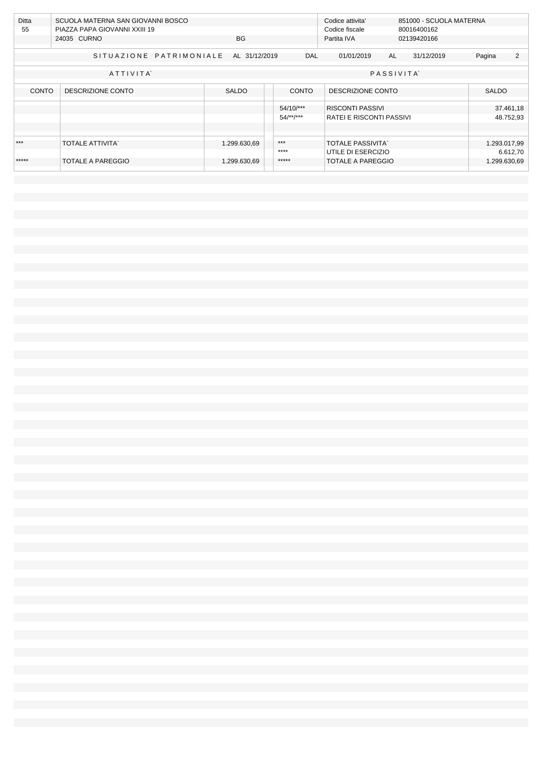| Ditta | SCUOLA MATERNA SAN GIOVANNI BOSCO | | Codice attivita' | 851000 - SCUOLA MATERNA |
|---|---|---|---|---|
| 55 | PIAZZA PAPA GIOVANNI XXIII 19 | | Codice fiscale | 80016400162 |
| | 24035 CURNO | BG | Partita IVA | 02139420166 |

SITUAZIONE PATRIMONIALE AL 31/12/2019 DAL 01/01/2019 AL 31/12/2019

| ATTIVITA` | | | PASSIVITA` | | |
|---|---|---|---|---|---|
| CONTO | DESCRIZIONE CONTO | SALDO | CONTO | DESCRIZIONE CONTO | SALDO |
| | | | 54/10/*** | RISCONTI PASSIVI | 37.461,18 |
| | | | 54/**/*** | RATEI E RISCONTI PASSIVI | 48.752,93 |
| *** | TOTALE ATTIVITA` | 1.299.630,69 | *** | TOTALE PASSIVITA` | 1.293.017,99 |
| | | | **** | UTILE DI ESERCIZIO | 6.612,70 |
| ***** | TOTALE A PAREGGIO | 1.299.630,69 | ***** | TOTALE A PAREGGIO | 1.299.630,69 |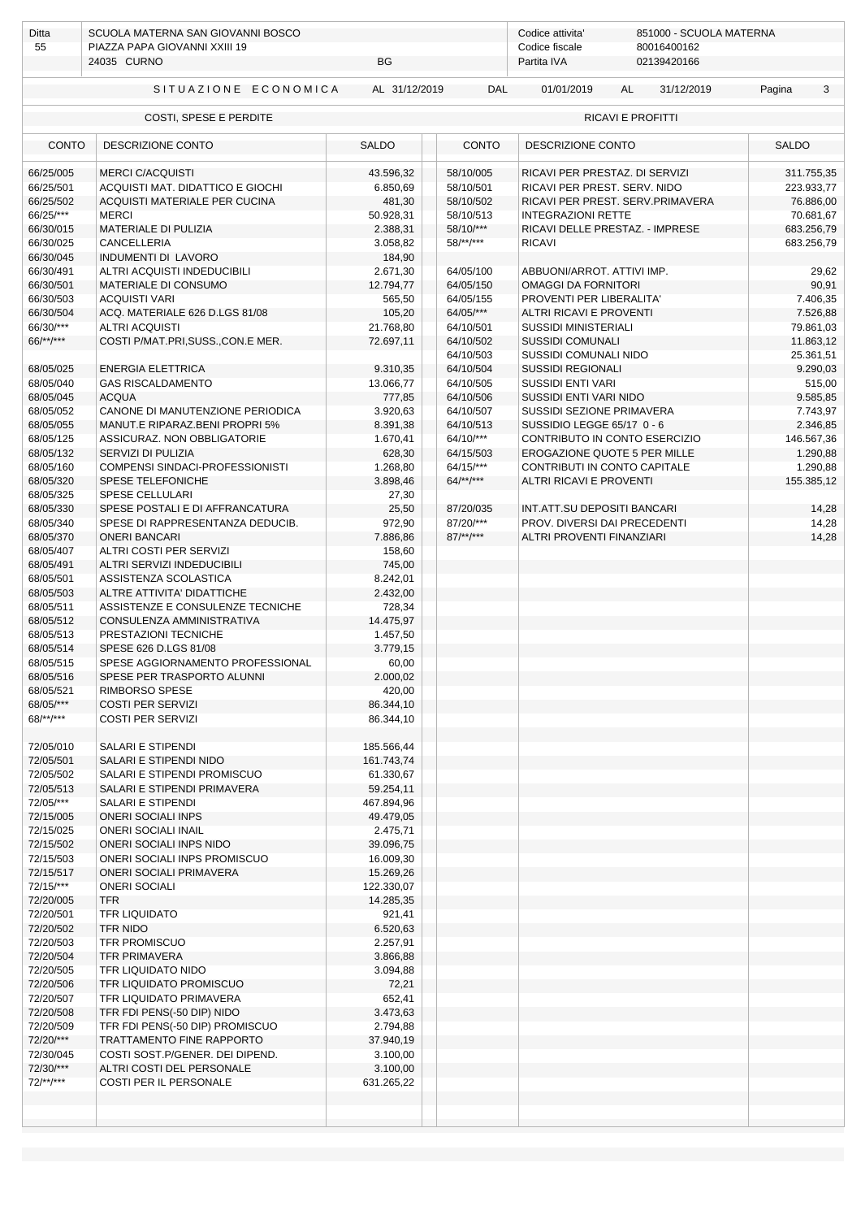| | | | | | |
|---|---|---|---|---|---|
| Ditta 55 | SCUOLA MATERNA SAN GIOVANNI BOSCO PIAZZA PAPA GIOVANNI XXIII 19 24035 CURNO BG | | Codice attivita' Codice fiscale Partita IVA | 851000 - SCUOLA MATERNA 80016400162 02139420166 | |

SITUAZIONE ECONOMICA AL 31/12/2019 DAL 01/01/2019 AL 31/12/2019

| COSTI, SPESE E PERDITE | | | RICAVI E PROFITTI | | |
|---|---|---|---|---|---|
| CONTO | DESCRIZIONE CONTO | SALDO | CONTO | DESCRIZIONE CONTO | SALDO |
| 66/25/005 | MERCI C/ACQUISTI | 43.596,32 | 58/10/005 | RICAVI PER PRESTAZ. DI SERVIZI | 311.755,35 |
| 66/25/501 | ACQUISTI MAT. DIDATTICO E GIOCHI | 6.850,69 | 58/10/501 | RICAVI PER PREST. SERV. NIDO | 223.933,77 |
| 66/25/502 | ACQUISTI MATERIALE PER CUCINA | 481,30 | 58/10/502 | RICAVI PER PREST. SERV.PRIMAVERA | 76.886,00 |
| 66/25/*** | MERCI | 50.928,31 | 58/10/513 | INTEGRAZIONI RETTE | 70.681,67 |
| 66/30/015 | MATERIALE DI PULIZIA | 2.388,31 | 58/10/*** | RICAVI DELLE PRESTAZ. - IMPRESE | 683.256,79 |
| 66/30/025 | CANCELLERIA | 3.058,82 | 58/**/*** | RICAVI | 683.256,79 |
| 66/30/045 | INDUMENTI DI LAVORO | 184,90 | | | |
| 66/30/491 | ALTRI ACQUISTI INDEDUCIBILI | 2.671,30 | 64/05/100 | ABBUONI/ARROT. ATTIVI IMP. | 29,62 |
| 66/30/501 | MATERIALE DI CONSUMO | 12.794,77 | 64/05/150 | OMAGGI DA FORNITORI | 90,91 |
| 66/30/503 | ACQUISTI VARI | 565,50 | 64/05/155 | PROVENTI PER LIBERALITA' | 7.406,35 |
| 66/30/504 | ACQ. MATERIALE 626 D.LGS 81/08 | 105,20 | 64/05/*** | ALTRI RICAVI E PROVENTI | 7.526,88 |
| 66/30/*** | ALTRI ACQUISTI | 21.768,80 | 64/10/501 | SUSSIDI MINISTERIALI | 79.861,03 |
| 66/**/*** | COSTI P/MAT.PRI,SUSS.,CON.E MER. | 72.697,11 | 64/10/502 | SUSSIDI COMUNALI | 11.863,12 |
| | | | 64/10/503 | SUSSIDI COMUNALI NIDO | 25.361,51 |
| 68/05/025 | ENERGIA ELETTRICA | 9.310,35 | 64/10/504 | SUSSIDI REGIONALI | 9.290,03 |
| 68/05/040 | GAS RISCALDAMENTO | 13.066,77 | 64/10/505 | SUSSIDI ENTI VARI | 515,00 |
| 68/05/045 | ACQUA | 777,85 | 64/10/506 | SUSSIDI ENTI VARI NIDO | 9.585,85 |
| 68/05/052 | CANONE DI MANUTENZIONE PERIODICA | 3.920,63 | 64/10/507 | SUSSIDI SEZIONE PRIMAVERA | 7.743,97 |
| 68/05/055 | MANUT.E RIPARAZ.BENI PROPRI 5% | 8.391,38 | 64/10/513 | SUSSIDIO LEGGE 65/17 0 - 6 | 2.346,85 |
| 68/05/125 | ASSICURAZ. NON OBBLIGATORIE | 1.670,41 | 64/10/*** | CONTRIBUTO IN CONTO ESERCIZIO | 146.567,36 |
| 68/05/132 | SERVIZI DI PULIZIA | 628,30 | 64/15/503 | EROGAZIONE QUOTE 5 PER MILLE | 1.290,88 |
| 68/05/160 | COMPENSI SINDACI-PROFESSIONISTI | 1.268,80 | 64/15/*** | CONTRIBUTI IN CONTO CAPITALE | 1.290,88 |
| 68/05/320 | SPESE TELEFONICHE | 3.898,46 | 64/**/*** | ALTRI RICAVI E PROVENTI | 155.385,12 |
| 68/05/325 | SPESE CELLULARI | 27,30 | | | |
| 68/05/330 | SPESE POSTALI E DI AFFRANCATURA | 25,50 | 87/20/035 | INT.ATT.SU DEPOSITI BANCARI | 14,28 |
| 68/05/340 | SPESE DI RAPPRESENTANZA DEDUCIB. | 972,90 | 87/20/*** | PROV. DIVERSI DAI PRECEDENTI | 14,28 |
| 68/05/370 | ONERI BANCARI | 7.886,86 | 87/**/*** | ALTRI PROVENTI FINANZIARI | 14,28 |
| 68/05/407 | ALTRI COSTI PER SERVIZI | 158,60 | | | |
| 68/05/491 | ALTRI SERVIZI INDEDUCIBILI | 745,00 | | | |
| 68/05/501 | ASSISTENZA SCOLASTICA | 8.242,01 | | | |
| 68/05/503 | ALTRE ATTIVITA' DIDATTICHE | 2.432,00 | | | |
| 68/05/511 | ASSISTENZE E CONSULENZE TECNICHE | 728,34 | | | |
| 68/05/512 | CONSULENZA AMMINISTRATIVA | 14.475,97 | | | |
| 68/05/513 | PRESTAZIONI TECNICHE | 1.457,50 | | | |
| 68/05/514 | SPESE 626 D.LGS 81/08 | 3.779,15 | | | |
| 68/05/515 | SPESE AGGIORNAMENTO PROFESSIONAL | 60,00 | | | |
| 68/05/516 | SPESE PER TRASPORTO ALUNNI | 2.000,02 | | | |
| 68/05/521 | RIMBORSO SPESE | 420,00 | | | |
| 68/05/*** | COSTI PER SERVIZI | 86.344,10 | | | |
| 68/**/*** | COSTI PER SERVIZI | 86.344,10 | | | |
| | | | | | |
| 72/05/010 | SALARI E STIPENDI | 185.566,44 | | | |
| 72/05/501 | SALARI E STIPENDI NIDO | 161.743,74 | | | |
| 72/05/502 | SALARI E STIPENDI PROMISCUO | 61.330,67 | | | |
| 72/05/513 | SALARI E STIPENDI PRIMAVERA | 59.254,11 | | | |
| 72/05/*** | SALARI E STIPENDI | 467.894,96 | | | |
| 72/15/005 | ONERI SOCIALI INPS | 49.479,05 | | | |
| 72/15/025 | ONERI SOCIALI INAIL | 2.475,71 | | | |
| 72/15/502 | ONERI SOCIALI INPS NIDO | 39.096,75 | | | |
| 72/15/503 | ONERI SOCIALI INPS PROMISCUO | 16.009,30 | | | |
| 72/15/517 | ONERI SOCIALI PRIMAVERA | 15.269,26 | | | |
| 72/15/*** | ONERI SOCIALI | 122.330,07 | | | |
| 72/20/005 | TFR | 14.285,35 | | | |
| 72/20/501 | TFR LIQUIDATO | 921,41 | | | |
| 72/20/502 | TFR NIDO | 6.520,63 | | | |
| 72/20/503 | TFR PROMISCUO | 2.257,91 | | | |
| 72/20/504 | TFR PRIMAVERA | 3.866,88 | | | |
| 72/20/505 | TFR LIQUIDATO NIDO | 3.094,88 | | | |
| 72/20/506 | TFR LIQUIDATO PROMISCUO | 72,21 | | | |
| 72/20/507 | TFR LIQUIDATO PRIMAVERA | 652,41 | | | |
| 72/20/508 | TFR FDI PENS(-50 DIP) NIDO | 3.473,63 | | | |
| 72/20/509 | TFR FDI PENS(-50 DIP) PROMISCUO | 2.794,88 | | | |
| 72/20/*** | TRATTAMENTO FINE RAPPORTO | 37.940,19 | | | |
| 72/30/045 | COSTI SOST.P/GENER. DEI DIPEND. | 3.100,00 | | | |
| 72/30/*** | ALTRI COSTI DEL PERSONALE | 3.100,00 | | | |
| 72/**/*** | COSTI PER IL PERSONALE | 631.265,22 | | | |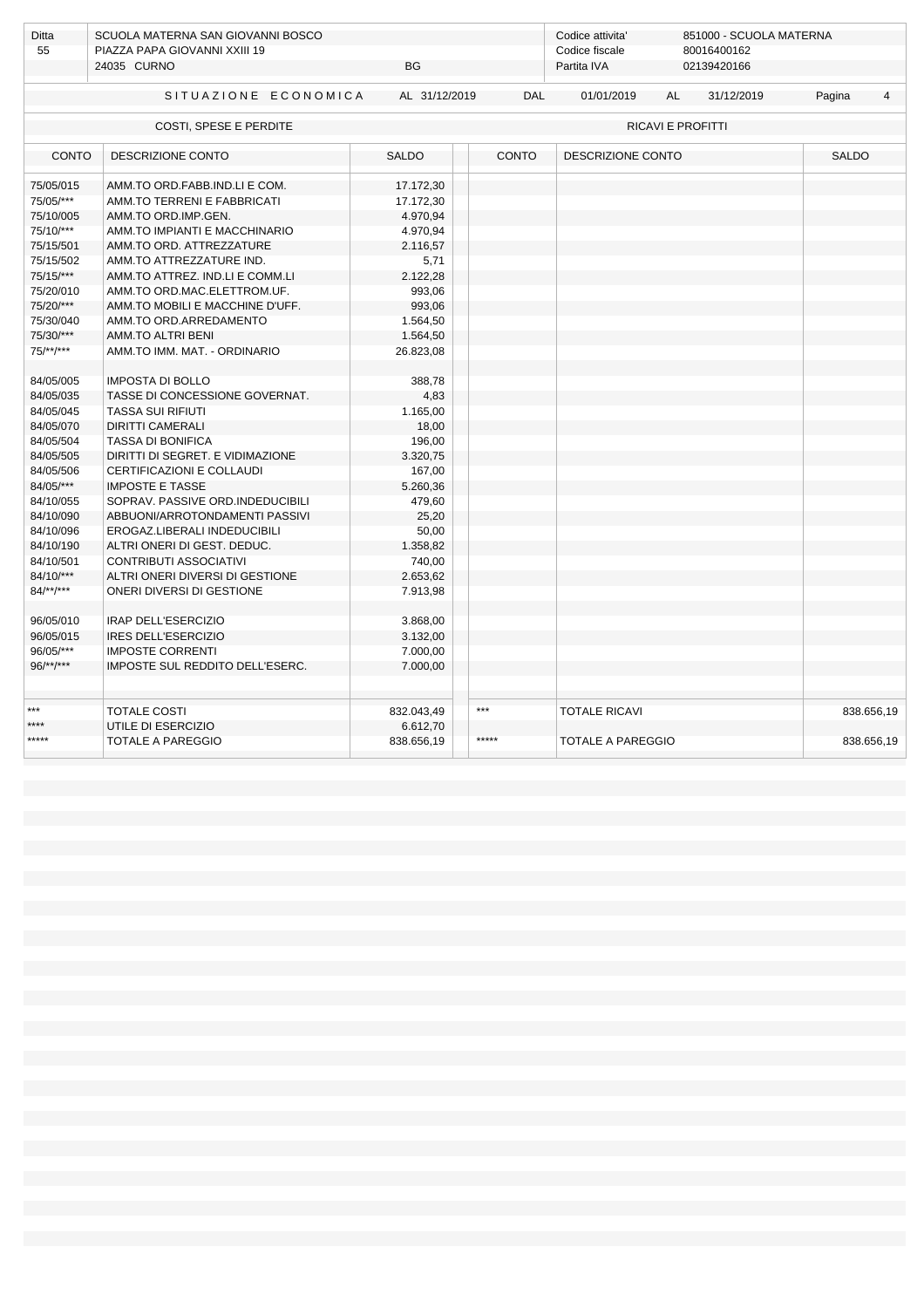| | | | | | |
|---|---|---|---|---|---|
| Ditta | SCUOLA MATERNA SAN GIOVANNI BOSCO | | Codice attivita' | 851000 - SCUOLA MATERNA | |
| 55 | PIAZZA PAPA GIOVANNI XXIII 19 | | Codice fiscale | 80016400162 | |
| | 24035 CURNO | BG | Partita IVA | 02139420166 | |

SITUAZIONE ECONOMICA AL 31/12/2019 DAL 01/01/2019 AL 31/12/2019

| COSTI, SPESE E PERDITE | | | RICAVI E PROFITTI | | |
|---|---|---|---|---|---|
| CONTO | DESCRIZIONE CONTO | SALDO | CONTO | DESCRIZIONE CONTO | SALDO |
| 75/05/015 | AMM.TO ORD.FABB.IND.LI E COM. | 17.172,30 | | | |
| 75/05/*** | AMM.TO TERRENI E FABBRICATI | 17.172,30 | | | |
| 75/10/005 | AMM.TO ORD.IMP.GEN. | 4.970,94 | | | |
| 75/10/*** | AMM.TO IMPIANTI E MACCHINARIO | 4.970,94 | | | |
| 75/15/501 | AMM.TO ORD. ATTREZZATURE | 2.116,57 | | | |
| 75/15/502 | AMM.TO ATTREZZATURE IND. | 5,71 | | | |
| 75/15/*** | AMM.TO ATTREZ. IND.LI E COMM.LI | 2.122,28 | | | |
| 75/20/010 | AMM.TO ORD.MAC.ELETTROM.UF. | 993,06 | | | |
| 75/20/*** | AMM.TO MOBILI E MACCHINE D'UFF. | 993,06 | | | |
| 75/30/040 | AMM.TO ORD.ARREDAMENTO | 1.564,50 | | | |
| 75/30/*** | AMM.TO ALTRI BENI | 1.564,50 | | | |
| 75/**/*** | AMM.TO IMM. MAT. - ORDINARIO | 26.823,08 | | | |
| | | | | | |
| 84/05/005 | IMPOSTA DI BOLLO | 388,78 | | | |
| 84/05/035 | TASSE DI CONCESSIONE GOVERNAT. | 4,83 | | | |
| 84/05/045 | TASSA SUI RIFIUTI | 1.165,00 | | | |
| 84/05/070 | DIRITTI CAMERALI | 18,00 | | | |
| 84/05/504 | TASSA DI BONIFICA | 196,00 | | | |
| 84/05/505 | DIRITTI DI SEGRET. E VIDIMAZIONE | 3.320,75 | | | |
| 84/05/506 | CERTIFICAZIONI E COLLAUDI | 167,00 | | | |
| 84/05/*** | IMPOSTE E TASSE | 5.260,36 | | | |
| 84/10/055 | SOPRAV. PASSIVE ORD.INDEDUCIBILI | 479,60 | | | |
| 84/10/090 | ABBUONI/ARROTONDAMENTI PASSIVI | 25,20 | | | |
| 84/10/096 | EROGAZ.LIBERALI INDEDUCIBILI | 50,00 | | | |
| 84/10/190 | ALTRI ONERI DI GEST. DEDUC. | 1.358,82 | | | |
| 84/10/501 | CONTRIBUTI ASSOCIATIVI | 740,00 | | | |
| 84/10/*** | ALTRI ONERI DIVERSI DI GESTIONE | 2.653,62 | | | |
| 84/**/*** | ONERI DIVERSI DI GESTIONE | 7.913,98 | | | |
| | | | | | |
| 96/05/010 | IRAP DELL'ESERCIZIO | 3.868,00 | | | |
| 96/05/015 | IRES DELL'ESERCIZIO | 3.132,00 | | | |
| 96/05/*** | IMPOSTE CORRENTI | 7.000,00 | | | |
| 96/**/*** | IMPOSTE SUL REDDITO DELL'ESERC. | 7.000,00 | | | |
| | | | | | |
| *** | TOTALE COSTI | 832.043,49 | *** | TOTALE RICAVI | 838.656,19 |
| **** | UTILE DI ESERCIZIO | 6.612,70 | | | |
| ***** | TOTALE A PAREGGIO | 838.656,19 | ***** | TOTALE A PAREGGIO | 838.656,19 |